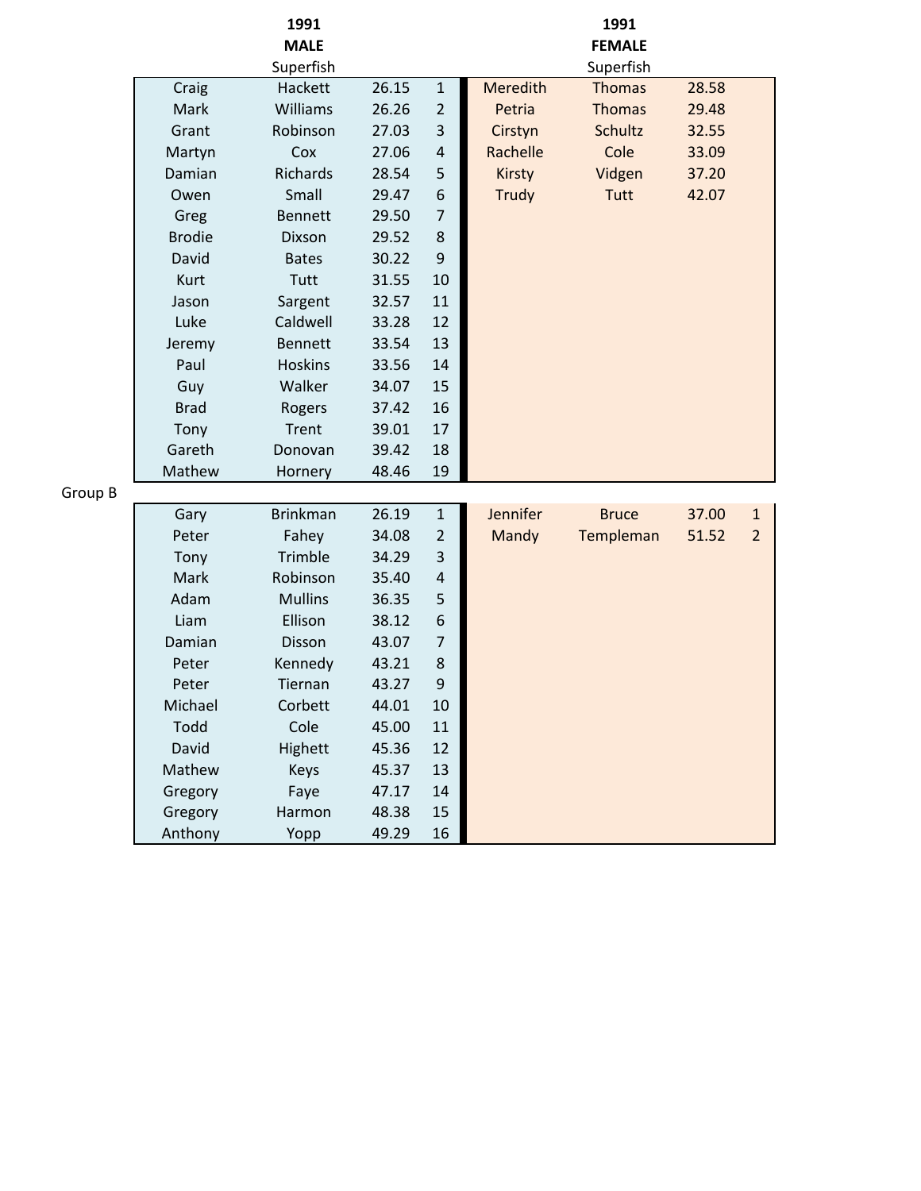| 1991 MALE Superfish | | | | 1991 FEMALE Superfish | | | |
|---|---|---|---|---|---|---|---|
| Craig | Hackett | 26.15 | 1 | Meredith | Thomas | 28.58 | |
| Mark | Williams | 26.26 | 2 | Petria | Thomas | 29.48 | |
| Grant | Robinson | 27.03 | 3 | Cirstyn | Schultz | 32.55 | |
| Martyn | Cox | 27.06 | 4 | Rachelle | Cole | 33.09 | |
| Damian | Richards | 28.54 | 5 | Kirsty | Vidgen | 37.20 | |
| Owen | Small | 29.47 | 6 | Trudy | Tutt | 42.07 | |
| Greg | Bennett | 29.50 | 7 | | | | |
| Brodie | Dixson | 29.52 | 8 | | | | |
| David | Bates | 30.22 | 9 | | | | |
| Kurt | Tutt | 31.55 | 10 | | | | |
| Jason | Sargent | 32.57 | 11 | | | | |
| Luke | Caldwell | 33.28 | 12 | | | | |
| Jeremy | Bennett | 33.54 | 13 | | | | |
| Paul | Hoskins | 33.56 | 14 | | | | |
| Guy | Walker | 34.07 | 15 | | | | |
| Brad | Rogers | 37.42 | 16 | | | | |
| Tony | Trent | 39.01 | 17 | | | | |
| Gareth | Donovan | 39.42 | 18 | | | | |
| Mathew | Hornery | 48.46 | 19 | | | | |

Group B

| Male | | | | Female | | | |
|---|---|---|---|---|---|---|---|
| Gary | Brinkman | 26.19 | 1 | Jennifer | Bruce | 37.00 | 1 |
| Peter | Fahey | 34.08 | 2 | Mandy | Templeman | 51.52 | 2 |
| Tony | Trimble | 34.29 | 3 | | | | |
| Mark | Robinson | 35.40 | 4 | | | | |
| Adam | Mullins | 36.35 | 5 | | | | |
| Liam | Ellison | 38.12 | 6 | | | | |
| Damian | Disson | 43.07 | 7 | | | | |
| Peter | Kennedy | 43.21 | 8 | | | | |
| Peter | Tiernan | 43.27 | 9 | | | | |
| Michael | Corbett | 44.01 | 10 | | | | |
| Todd | Cole | 45.00 | 11 | | | | |
| David | Highett | 45.36 | 12 | | | | |
| Mathew | Keys | 45.37 | 13 | | | | |
| Gregory | Faye | 47.17 | 14 | | | | |
| Gregory | Harmon | 48.38 | 15 | | | | |
| Anthony | Yopp | 49.29 | 16 | | | | |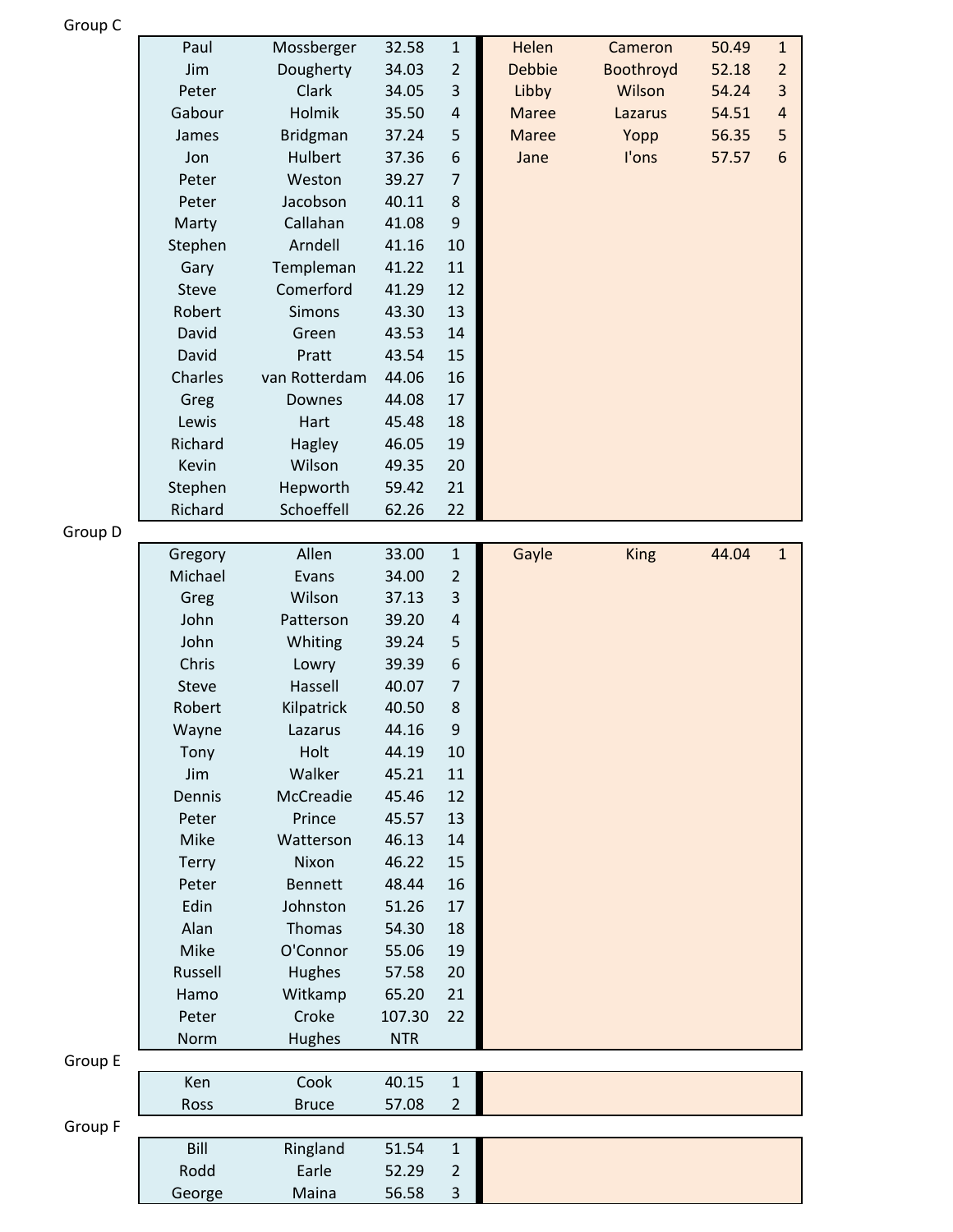Group C

| | | | | | | | |
|---|---|---|---|---|---|---|---|
| Paul | Mossberger | 32.58 | 1 | Helen | Cameron | 50.49 | 1 |
| Jim | Dougherty | 34.03 | 2 | Debbie | Boothroyd | 52.18 | 2 |
| Peter | Clark | 34.05 | 3 | Libby | Wilson | 54.24 | 3 |
| Gabour | Holmik | 35.50 | 4 | Maree | Lazarus | 54.51 | 4 |
| James | Bridgman | 37.24 | 5 | Maree | Yopp | 56.35 | 5 |
| Jon | Hulbert | 37.36 | 6 | Jane | I'ons | 57.57 | 6 |
| Peter | Weston | 39.27 | 7 | | | | |
| Peter | Jacobson | 40.11 | 8 | | | | |
| Marty | Callahan | 41.08 | 9 | | | | |
| Stephen | Arndell | 41.16 | 10 | | | | |
| Gary | Templeman | 41.22 | 11 | | | | |
| Steve | Comerford | 41.29 | 12 | | | | |
| Robert | Simons | 43.30 | 13 | | | | |
| David | Green | 43.53 | 14 | | | | |
| David | Pratt | 43.54 | 15 | | | | |
| Charles | van Rotterdam | 44.06 | 16 | | | | |
| Greg | Downes | 44.08 | 17 | | | | |
| Lewis | Hart | 45.48 | 18 | | | | |
| Richard | Hagley | 46.05 | 19 | | | | |
| Kevin | Wilson | 49.35 | 20 | | | | |
| Stephen | Hepworth | 59.42 | 21 | | | | |
| Richard | Schoeffell | 62.26 | 22 | | | | |

Group D

| | | | | | | | |
|---|---|---|---|---|---|---|---|
| Gregory | Allen | 33.00 | 1 | Gayle | King | 44.04 | 1 |
| Michael | Evans | 34.00 | 2 | | | | |
| Greg | Wilson | 37.13 | 3 | | | | |
| John | Patterson | 39.20 | 4 | | | | |
| John | Whiting | 39.24 | 5 | | | | |
| Chris | Lowry | 39.39 | 6 | | | | |
| Steve | Hassell | 40.07 | 7 | | | | |
| Robert | Kilpatrick | 40.50 | 8 | | | | |
| Wayne | Lazarus | 44.16 | 9 | | | | |
| Tony | Holt | 44.19 | 10 | | | | |
| Jim | Walker | 45.21 | 11 | | | | |
| Dennis | McCreadie | 45.46 | 12 | | | | |
| Peter | Prince | 45.57 | 13 | | | | |
| Mike | Watterson | 46.13 | 14 | | | | |
| Terry | Nixon | 46.22 | 15 | | | | |
| Peter | Bennett | 48.44 | 16 | | | | |
| Edin | Johnston | 51.26 | 17 | | | | |
| Alan | Thomas | 54.30 | 18 | | | | |
| Mike | O'Connor | 55.06 | 19 | | | | |
| Russell | Hughes | 57.58 | 20 | | | | |
| Hamo | Witkamp | 65.20 | 21 | | | | |
| Peter | Croke | 107.30 | 22 | | | | |
| Norm | Hughes | NTR | | | | | |

Group E

| | | | | | | | |
|---|---|---|---|---|---|---|---|
| Ken | Cook | 40.15 | 1 | | | | |
| Ross | Bruce | 57.08 | 2 | | | | |

Group F

| | | | | | | | |
|---|---|---|---|---|---|---|---|
| Bill | Ringland | 51.54 | 1 | | | | |
| Rodd | Earle | 52.29 | 2 | | | | |
| George | Maina | 56.58 | 3 | | | | |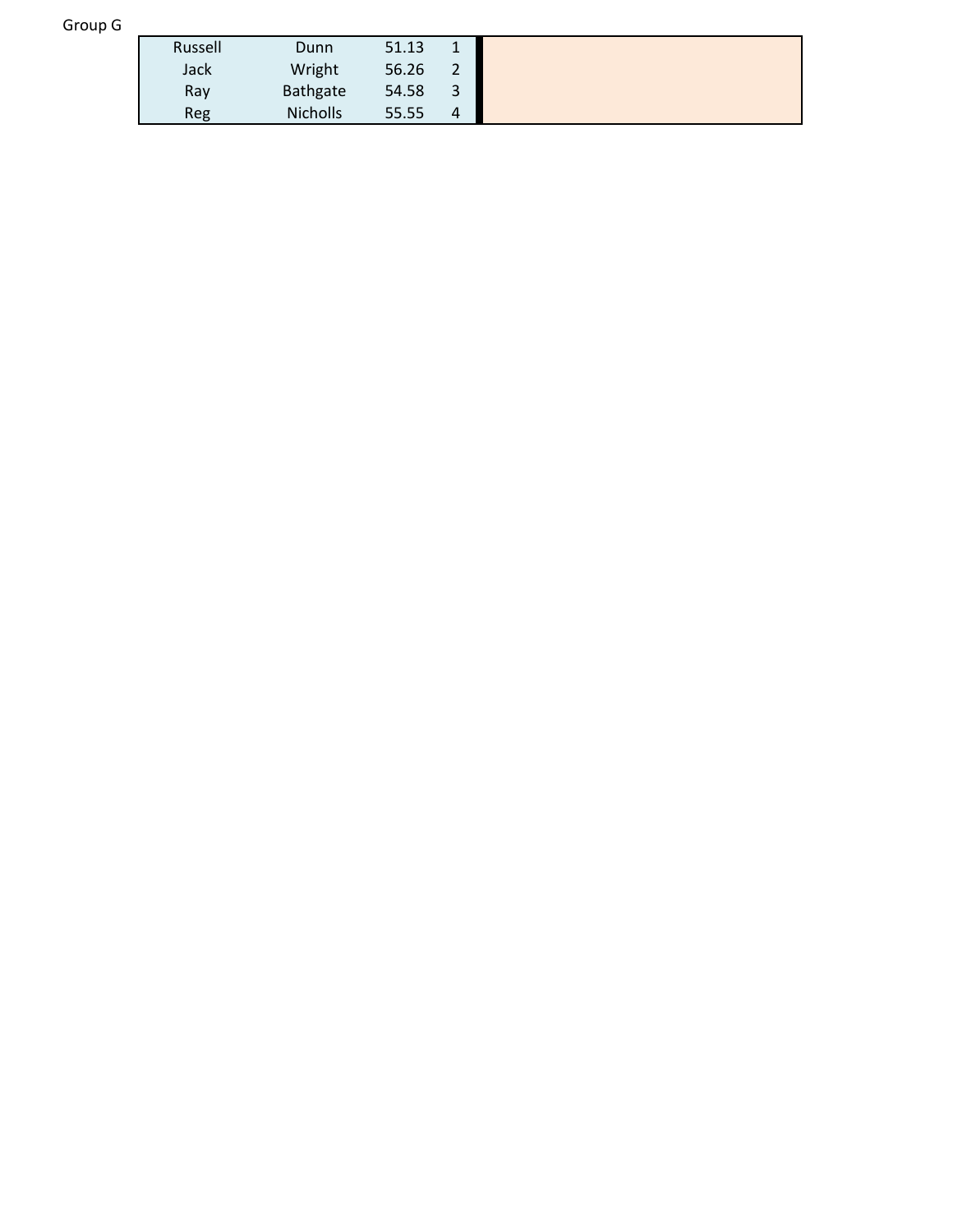Group G

| | | | | |
|---|---|---|---|---|
| Russell | Dunn | 51.13 | 1 | |
| Jack | Wright | 56.26 | 2 | |
| Ray | Bathgate | 54.58 | 3 | |
| Reg | Nicholls | 55.55 | 4 | |